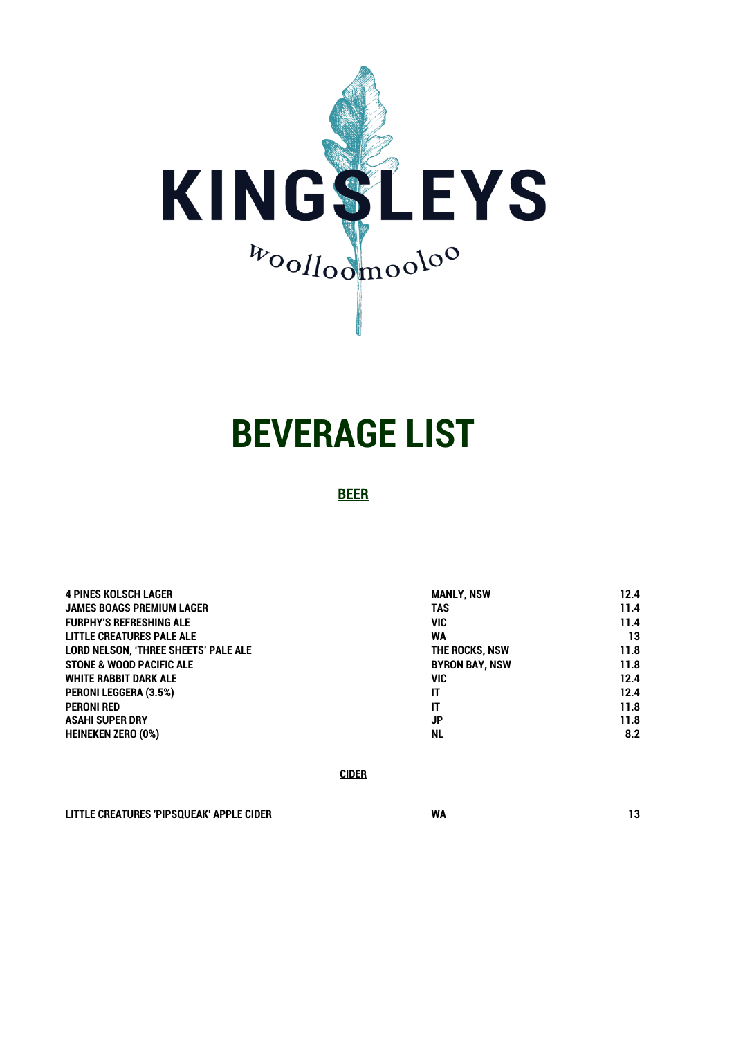# KINGSLEYS

woolloomooloo

# BEVERAGE LIST

## BEER

| | | |
|---|---|---|
| 4 PINES KOLSCH LAGER | MANLY, NSW | 12.4 |
| JAMES BOAGS PREMIUM LAGER | TAS | 11.4 |
| FURPHY'S REFRESHING ALE | VIC | 11.4 |
| LITTLE CREATURES PALE ALE | WA | 13 |
| LORD NELSON, 'THREE SHEETS' PALE ALE | THE ROCKS, NSW | 11.8 |
| STONE & WOOD PACIFIC ALE | BYRON BAY, NSW | 11.8 |
| WHITE RABBIT DARK ALE | VIC | 12.4 |
| PERONI LEGGERA (3.5%) | IT | 12.4 |
| PERONI RED | IT | 11.8 |
| ASAHI SUPER DRY | JP | 11.8 |
| HEINEKEN ZERO (0%) | NL | 8.2 |

## CIDER

| | | |
|---|---|---|
| LITTLE CREATURES 'PIPSQUEAK' APPLE CIDER | WA | 13 |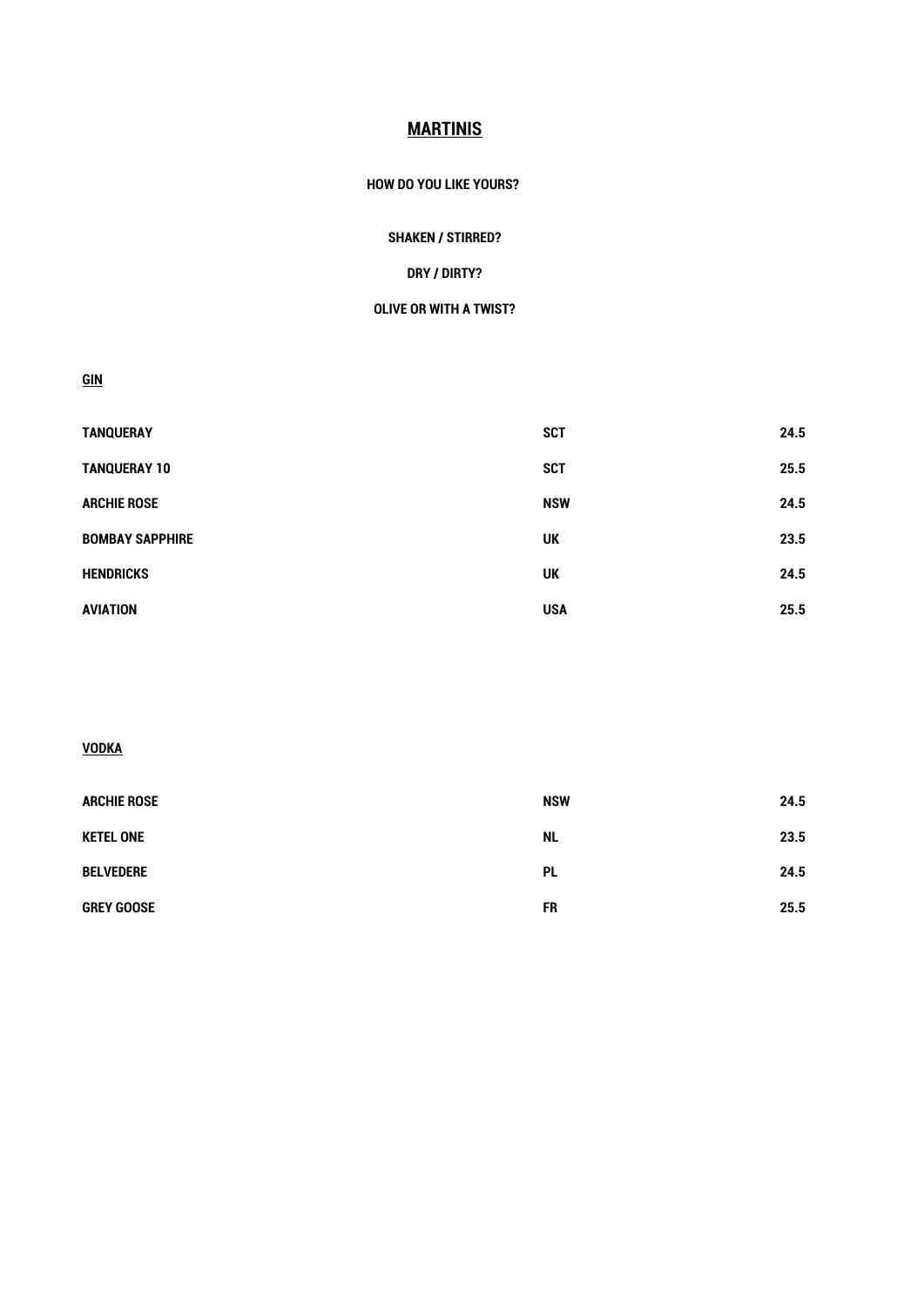# MARTINIS

**HOW DO YOU LIKE YOURS?**

**SHAKEN / STIRRED?**

**DRY / DIRTY?**

**OLIVE OR WITH A TWIST?**

## GIN

| | | |
|---|---|---|
| **TANQUERAY** | **SCT** | **24.5** |
| **TANQUERAY 10** | **SCT** | **25.5** |
| **ARCHIE ROSE** | **NSW** | **24.5** |
| **BOMBAY SAPPHIRE** | **UK** | **23.5** |
| **HENDRICKS** | **UK** | **24.5** |
| **AVIATION** | **USA** | **25.5** |

## VODKA

| | | |
|---|---|---|
| **ARCHIE ROSE** | **NSW** | **24.5** |
| **KETEL ONE** | **NL** | **23.5** |
| **BELVEDERE** | **PL** | **24.5** |
| **GREY GOOSE** | **FR** | **25.5** |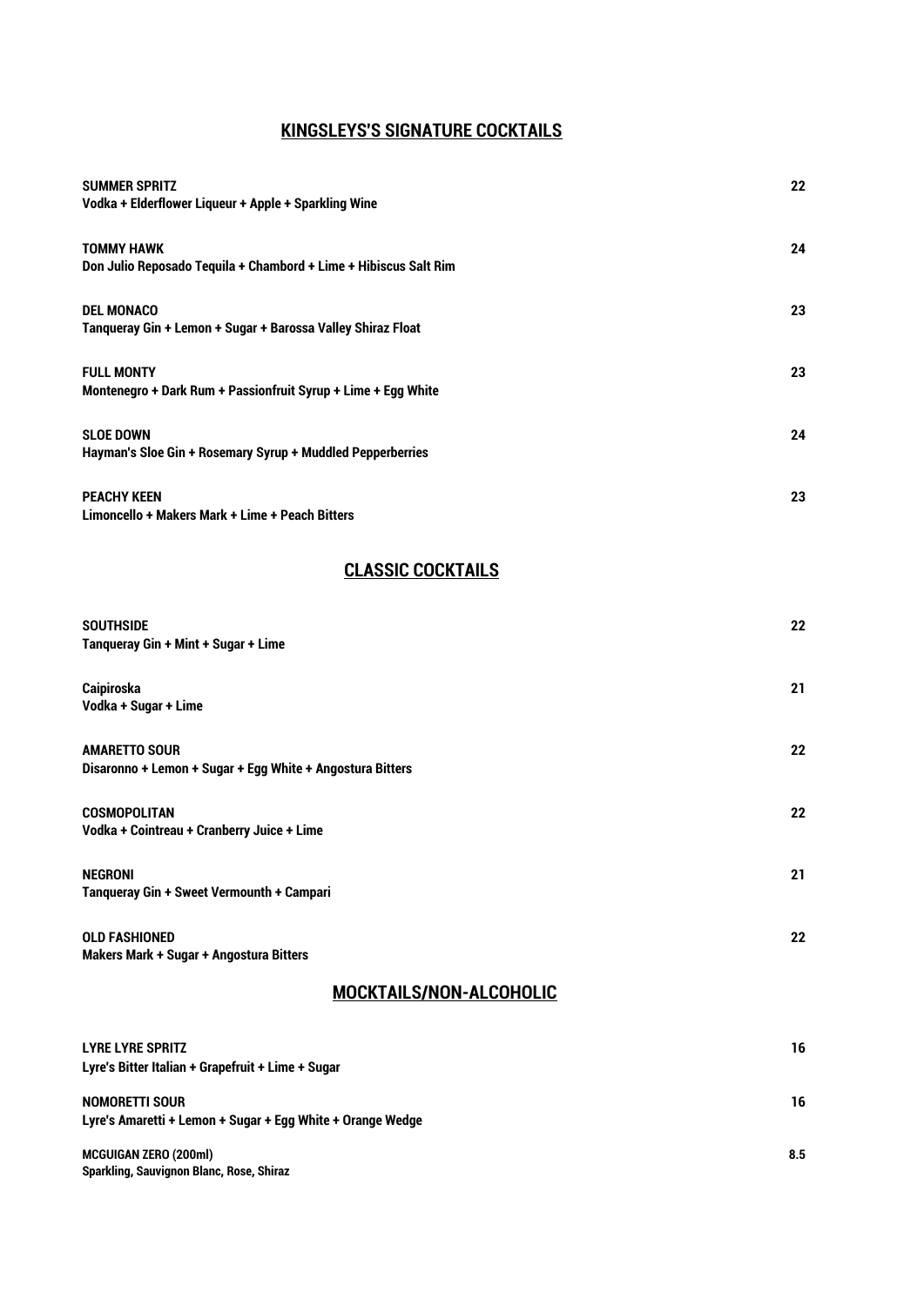## KINGSLEYS'S SIGNATURE COCKTAILS

**SUMMER SPRITZ** 22
**Vodka + Elderflower Liqueur + Apple + Sparkling Wine**

**TOMMY HAWK** 24
**Don Julio Reposado Tequila + Chambord + Lime + Hibiscus Salt Rim**

**DEL MONACO** 23
**Tanqueray Gin + Lemon + Sugar + Barossa Valley Shiraz Float**

**FULL MONTY** 23
**Montenegro + Dark Rum + Passionfruit Syrup + Lime + Egg White**

**SLOE DOWN** 24
**Hayman's Sloe Gin + Rosemary Syrup + Muddled Pepperberries**

**PEACHY KEEN** 23
**Limoncello + Makers Mark + Lime + Peach Bitters**

## CLASSIC COCKTAILS

**SOUTHSIDE** 22
**Tanqueray Gin + Mint + Sugar + Lime**

**Caipiroska** 21
**Vodka + Sugar + Lime**

**AMARETTO SOUR** 22
**Disaronno + Lemon + Sugar + Egg White + Angostura Bitters**

**COSMOPOLITAN** 22
**Vodka + Cointreau + Cranberry Juice + Lime**

**NEGRONI** 21
**Tanqueray Gin + Sweet Vermounth + Campari**

**OLD FASHIONED** 22
**Makers Mark + Sugar + Angostura Bitters**

## MOCKTAILS/NON-ALCOHOLIC

**LYRE LYRE SPRITZ** 16
**Lyre's Bitter Italian + Grapefruit + Lime + Sugar**

**NOMORETTI SOUR** 16
**Lyre's Amaretti + Lemon + Sugar + Egg White + Orange Wedge**

**MCGUIGAN ZERO (200ml)** 8.5
**Sparkling, Sauvignon Blanc, Rose, Shiraz**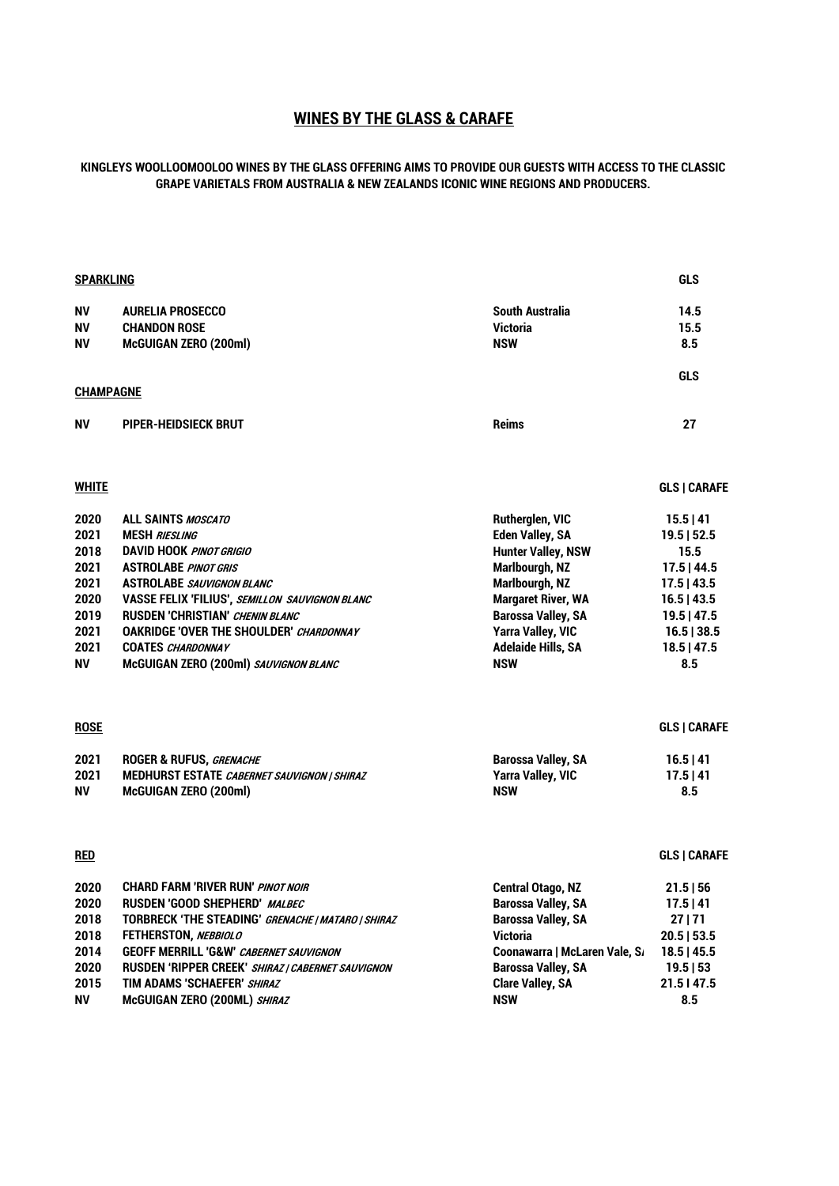# WINES BY THE GLASS & CARAFE

**KINGLEYS WOOLLOOMOOLOO WINES BY THE GLASS OFFERING AIMS TO PROVIDE OUR GUESTS WITH ACCESS TO THE CLASSIC GRAPE VARIETALS FROM AUSTRALIA & NEW ZEALANDS ICONIC WINE REGIONS AND PRODUCERS.**

## SPARKLING

| | | | GLS |
|---|---|---|---|
| NV | AURELIA PROSECCO | South Australia | 14.5 |
| NV | CHANDON ROSE | Victoria | 15.5 |
| NV | McGUIGAN ZERO (200ml) | NSW | 8.5 |

## CHAMPAGNE

| | | | GLS |
|---|---|---|---|
| NV | PIPER-HEIDSIECK BRUT | Reims | 27 |

## WHITE

| | | | GLS \| CARAFE |
|---|---|---|---|
| 2020 | ALL SAINTS *MOSCATO* | Rutherglen, VIC | 15.5 \| 41 |
| 2021 | MESH *RIESLING* | Eden Valley, SA | 19.5 \| 52.5 |
| 2018 | DAVID HOOK *PINOT GRIGIO* | Hunter Valley, NSW | 15.5 |
| 2021 | ASTROLABE *PINOT GRIS* | Marlbourgh, NZ | 17.5 \| 44.5 |
| 2021 | ASTROLABE *SAUVIGNON BLANC* | Marlbourgh, NZ | 17.5 \| 43.5 |
| 2020 | VASSE FELIX 'FILIUS', *SEMILLON SAUVIGNON BLANC* | Margaret River, WA | 16.5 \| 43.5 |
| 2019 | RUSDEN 'CHRISTIAN' *CHENIN BLANC* | Barossa Valley, SA | 19.5 \| 47.5 |
| 2021 | OAKRIDGE 'OVER THE SHOULDER' *CHARDONNAY* | Yarra Valley, VIC | 16.5 \| 38.5 |
| 2021 | COATES *CHARDONNAY* | Adelaide Hills, SA | 18.5 \| 47.5 |
| NV | McGUIGAN ZERO (200ml) *SAUVIGNON BLANC* | NSW | 8.5 |

## ROSE

| | | | GLS \| CARAFE |
|---|---|---|---|
| 2021 | ROGER & RUFUS, *GRENACHE* | Barossa Valley, SA | 16.5 \| 41 |
| 2021 | MEDHURST ESTATE *CABERNET SAUVIGNON \| SHIRAZ* | Yarra Valley, VIC | 17.5 \| 41 |
| NV | McGUIGAN ZERO (200ml) | NSW | 8.5 |

## RED

| | | | GLS \| CARAFE |
|---|---|---|---|
| 2020 | CHARD FARM 'RIVER RUN' *PINOT NOIR* | Central Otago, NZ | 21.5 \| 56 |
| 2020 | RUSDEN 'GOOD SHEPHERD' *MALBEC* | Barossa Valley, SA | 17.5 \| 41 |
| 2018 | TORBRECK 'THE STEADING' *GRENACHE \| MATARO \| SHIRAZ* | Barossa Valley, SA | 27 \| 71 |
| 2018 | FETHERSTON, *NEBBIOLO* | Victoria | 20.5 \| 53.5 |
| 2014 | GEOFF MERRILL 'G&W' *CABERNET SAUVIGNON* | Coonawarra \| McLaren Vale, SA | 18.5 \| 45.5 |
| 2020 | RUSDEN 'RIPPER CREEK' *SHIRAZ \| CABERNET SAUVIGNON* | Barossa Valley, SA | 19.5 \| 53 |
| 2015 | TIM ADAMS 'SCHAEFER' *SHIRAZ* | Clare Valley, SA | 21.5 \| 47.5 |
| NV | McGUIGAN ZERO (200ML) *SHIRAZ* | NSW | 8.5 |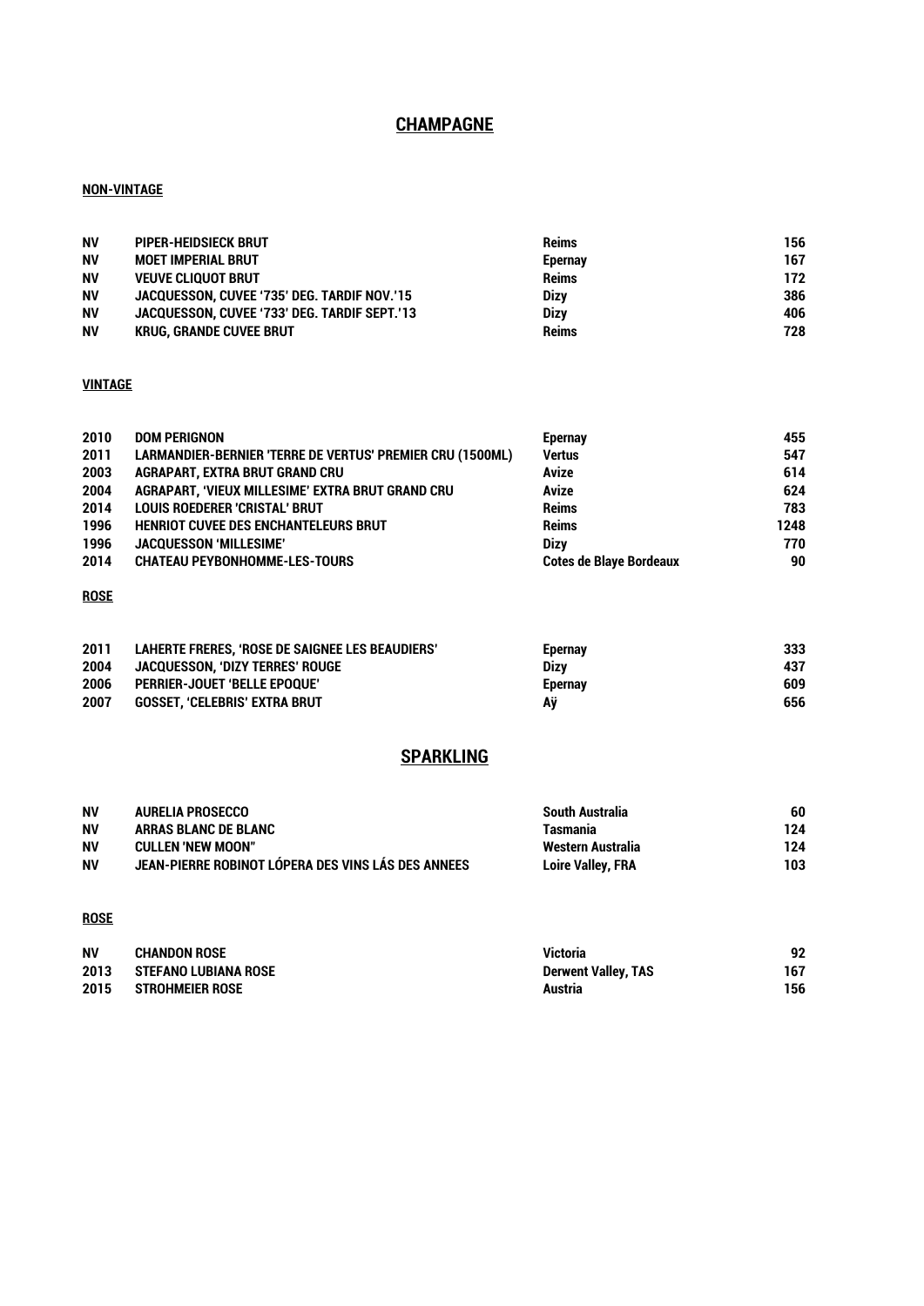## CHAMPAGNE

### NON-VINTAGE

| | | | |
|---|---|---|---|
| NV | PIPER-HEIDSIECK BRUT | Reims | 156 |
| NV | MOET IMPERIAL BRUT | Epernay | 167 |
| NV | VEUVE CLIQUOT BRUT | Reims | 172 |
| NV | JACQUESSON, CUVEE '735' DEG. TARDIF NOV.'15 | Dizy | 386 |
| NV | JACQUESSON, CUVEE '733' DEG. TARDIF SEPT.'13 | Dizy | 406 |
| NV | KRUG, GRANDE CUVEE BRUT | Reims | 728 |

### VINTAGE

| | | | |
|---|---|---|---|
| 2010 | DOM PERIGNON | Epernay | 455 |
| 2011 | LARMANDIER-BERNIER 'TERRE DE VERTUS' PREMIER CRU (1500ML) | Vertus | 547 |
| 2003 | AGRAPART, EXTRA BRUT GRAND CRU | Avize | 614 |
| 2004 | AGRAPART, 'VIEUX MILLESIME' EXTRA BRUT GRAND CRU | Avize | 624 |
| 2014 | LOUIS ROEDERER 'CRISTAL' BRUT | Reims | 783 |
| 1996 | HENRIOT CUVEE DES ENCHANTELEURS BRUT | Reims | 1248 |
| 1996 | JACQUESSON 'MILLESIME' | Dizy | 770 |
| 2014 | CHATEAU PEYBONHOMME-LES-TOURS | Cotes de Blaye Bordeaux | 90 |

### ROSE

| | | | |
|---|---|---|---|
| 2011 | LAHERTE FRERES, 'ROSE DE SAIGNEE LES BEAUDIERS' | Epernay | 333 |
| 2004 | JACQUESSON, 'DIZY TERRES' ROUGE | Dizy | 437 |
| 2006 | PERRIER-JOUET 'BELLE EPOQUE' | Epernay | 609 |
| 2007 | GOSSET, 'CELEBRIS' EXTRA BRUT | Aÿ | 656 |

## SPARKLING

| | | | |
|---|---|---|---|
| NV | AURELIA PROSECCO | South Australia | 60 |
| NV | ARRAS BLANC DE BLANC | Tasmania | 124 |
| NV | CULLEN 'NEW MOON" | Western Australia | 124 |
| NV | JEAN-PIERRE ROBINOT LÓPERA DES VINS LÁS DES ANNEES | Loire Valley, FRA | 103 |

### ROSE

| | | | |
|---|---|---|---|
| NV | CHANDON ROSE | Victoria | 92 |
| 2013 | STEFANO LUBIANA ROSE | Derwent Valley, TAS | 167 |
| 2015 | STROHMEIER ROSE | Austria | 156 |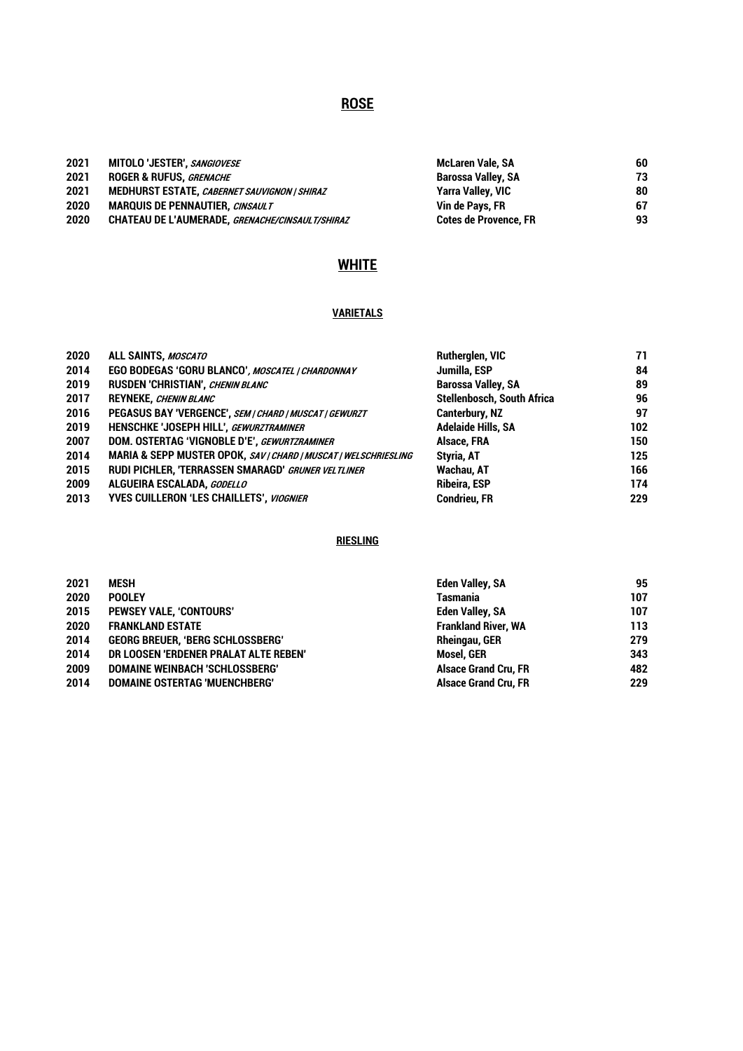## ROSE

| | | | |
|---|---|---|---|
| 2021 | **MITOLO 'JESTER',** *SANGIOVESE* | McLaren Vale, SA | 60 |
| 2021 | **ROGER & RUFUS,** *GRENACHE* | Barossa Valley, SA | 73 |
| 2021 | **MEDHURST ESTATE,** *CABERNET SAUVIGNON / SHIRAZ* | Yarra Valley, VIC | 80 |
| 2020 | **MARQUIS DE PENNAUTIER,** *CINSAULT* | Vin de Pays, FR | 67 |
| 2020 | **CHATEAU DE L'AUMERADE,** *GRENACHE/CINSAULT/SHIRAZ* | Cotes de Provence, FR | 93 |

## WHITE

### VARIETALS

| | | | |
|---|---|---|---|
| 2020 | **ALL SAINTS,** *MOSCATO* | Rutherglen, VIC | 71 |
| 2014 | **EGO BODEGAS 'GORU BLANCO',** *MOSCATEL / CHARDONNAY* | Jumilla, ESP | 84 |
| 2019 | **RUSDEN 'CHRISTIAN',** *CHENIN BLANC* | Barossa Valley, SA | 89 |
| 2017 | **REYNEKE,** *CHENIN BLANC* | Stellenbosch, South Africa | 96 |
| 2016 | **PEGASUS BAY 'VERGENCE',** *SEM / CHARD / MUSCAT / GEWURZT* | Canterbury, NZ | 97 |
| 2019 | **HENSCHKE 'JOSEPH HILL',** *GEWURZTRAMINER* | Adelaide Hills, SA | 102 |
| 2007 | **DOM. OSTERTAG 'VIGNOBLE D'E',** *GEWURZTRAMINER* | Alsace, FRA | 150 |
| 2014 | **MARIA & SEPP MUSTER OPOK,** *SAV / CHARD / MUSCAT / WELSCHRIESLING* | Styria, AT | 125 |
| 2015 | **RUDI PICHLER, 'TERRASSEN SMARAGD'** *GRUNER VELTLINER* | Wachau, AT | 166 |
| 2009 | **ALGUEIRA ESCALADA,** *GODELLO* | Ribeira, ESP | 174 |
| 2013 | **YVES CUILLERON 'LES CHAILLETS',** *VIOGNIER* | Condrieu, FR | 229 |

### RIESLING

| | | | |
|---|---|---|---|
| 2021 | **MESH** | Eden Valley, SA | 95 |
| 2020 | **POOLEY** | Tasmania | 107 |
| 2015 | **PEWSEY VALE, 'CONTOURS'** | Eden Valley, SA | 107 |
| 2020 | **FRANKLAND ESTATE** | Frankland River, WA | 113 |
| 2014 | **GEORG BREUER, 'BERG SCHLOSSBERG'** | Rheingau, GER | 279 |
| 2014 | **DR LOOSEN 'ERDENER PRALAT ALTE REBEN'** | Mosel, GER | 343 |
| 2009 | **DOMAINE WEINBACH 'SCHLOSSBERG'** | Alsace Grand Cru, FR | 482 |
| 2014 | **DOMAINE OSTERTAG 'MUENCHBERG'** | Alsace Grand Cru, FR | 229 |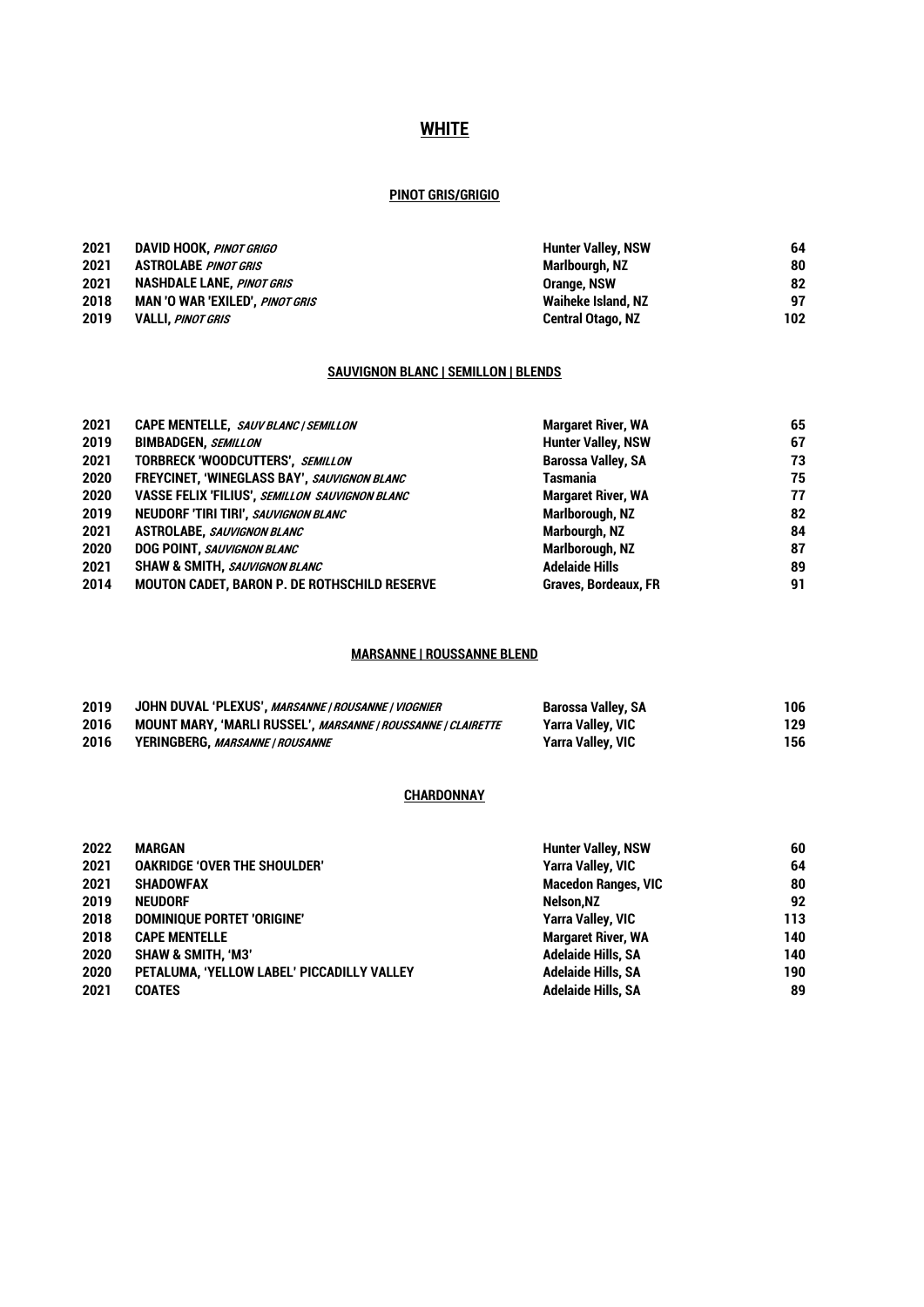# WHITE

## PINOT GRIS/GRIGIO

| | | | |
|---|---|---|---|
| 2021 | **DAVID HOOK,** *PINOT GRIGO* | Hunter Valley, NSW | 64 |
| 2021 | **ASTROLABE** *PINOT GRIS* | Marlbourgh, NZ | 80 |
| 2021 | **NASHDALE LANE,** *PINOT GRIS* | Orange, NSW | 82 |
| 2018 | **MAN 'O WAR 'EXILED',** *PINOT GRIS* | Waiheke Island, NZ | 97 |
| 2019 | **VALLI,** *PINOT GRIS* | Central Otago, NZ | 102 |

## SAUVIGNON BLANC | SEMILLON | BLENDS

| | | | |
|---|---|---|---|
| 2021 | **CAPE MENTELLE,** *SAUV BLANC / SEMILLON* | Margaret River, WA | 65 |
| 2019 | **BIMBADGEN,** *SEMILLON* | Hunter Valley, NSW | 67 |
| 2021 | **TORBRECK 'WOODCUTTERS',** *SEMILLON* | Barossa Valley, SA | 73 |
| 2020 | **FREYCINET, 'WINEGLASS BAY',** *SAUVIGNON BLANC* | Tasmania | 75 |
| 2020 | **VASSE FELIX 'FILIUS',** *SEMILLON SAUVIGNON BLANC* | Margaret River, WA | 77 |
| 2019 | **NEUDORF 'TIRI TIRI',** *SAUVIGNON BLANC* | Marlborough, NZ | 82 |
| 2021 | **ASTROLABE,** *SAUVIGNON BLANC* | Marbourgh, NZ | 84 |
| 2020 | **DOG POINT,** *SAUVIGNON BLANC* | Marlborough, NZ | 87 |
| 2021 | **SHAW & SMITH,** *SAUVIGNON BLANC* | Adelaide Hills | 89 |
| 2014 | **MOUTON CADET, BARON P. DE ROTHSCHILD RESERVE** | Graves, Bordeaux, FR | 91 |

## MARSANNE | ROUSSANNE BLEND

| | | | |
|---|---|---|---|
| 2019 | **JOHN DUVAL 'PLEXUS',** *MARSANNE / ROUSANNE / VIOGNIER* | Barossa Valley, SA | 106 |
| 2016 | **MOUNT MARY, 'MARLI RUSSEL',** *MARSANNE / ROUSSANNE / CLAIRETTE* | Yarra Valley, VIC | 129 |
| 2016 | **YERINGBERG,** *MARSANNE / ROUSANNE* | Yarra Valley, VIC | 156 |

## CHARDONNAY

| | | | |
|---|---|---|---|
| 2022 | **MARGAN** | Hunter Valley, NSW | 60 |
| 2021 | **OAKRIDGE 'OVER THE SHOULDER'** | Yarra Valley, VIC | 64 |
| 2021 | **SHADOWFAX** | Macedon Ranges, VIC | 80 |
| 2019 | **NEUDORF** | Nelson,NZ | 92 |
| 2018 | **DOMINIQUE PORTET 'ORIGINE'** | Yarra Valley, VIC | 113 |
| 2018 | **CAPE MENTELLE** | Margaret River, WA | 140 |
| 2020 | **SHAW & SMITH, 'M3'** | Adelaide Hills, SA | 140 |
| 2020 | **PETALUMA, 'YELLOW LABEL' PICCADILLY VALLEY** | Adelaide Hills, SA | 190 |
| 2021 | **COATES** | Adelaide Hills, SA | 89 |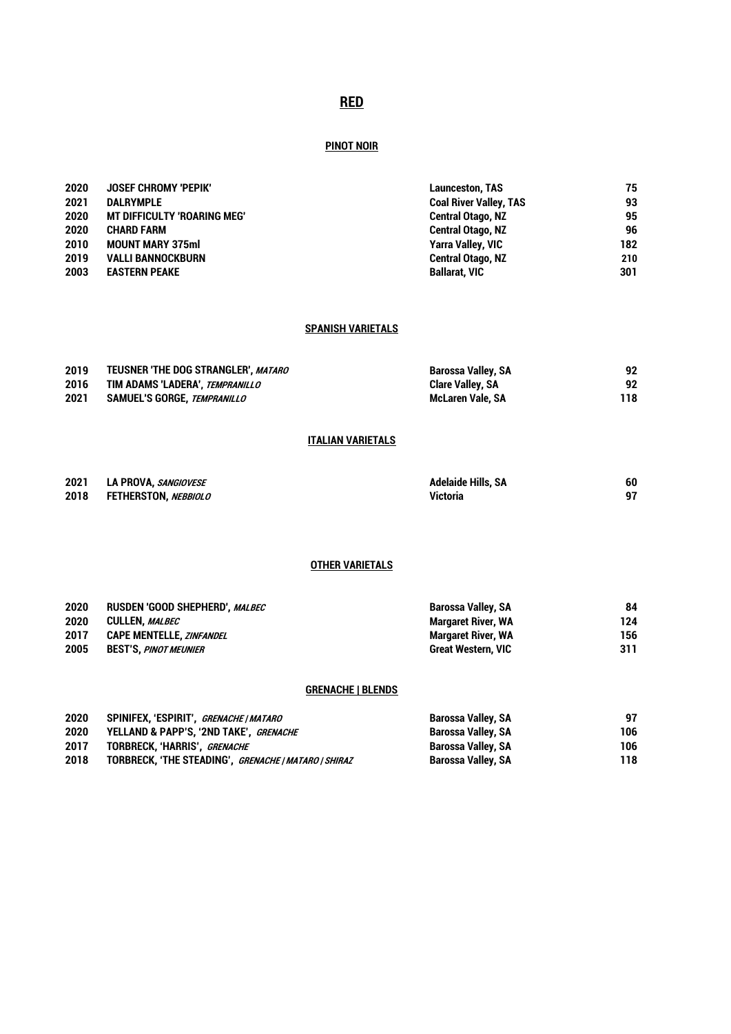# RED

## PINOT NOIR

| | | | |
|---|---|---|---|
| 2020 | **JOSEF CHROMY 'PEPIK'** | Launceston, TAS | 75 |
| 2021 | **DALRYMPLE** | Coal River Valley, TAS | 93 |
| 2020 | **MT DIFFICULTY 'ROARING MEG'** | Central Otago, NZ | 95 |
| 2020 | **CHARD FARM** | Central Otago, NZ | 96 |
| 2010 | **MOUNT MARY 375ml** | Yarra Valley, VIC | 182 |
| 2019 | **VALLI BANNOCKBURN** | Central Otago, NZ | 210 |
| 2003 | **EASTERN PEAKE** | Ballarat, VIC | 301 |

## SPANISH VARIETALS

| | | | |
|---|---|---|---|
| 2019 | **TEUSNER 'THE DOG STRANGLER',** *MATARO* | Barossa Valley, SA | 92 |
| 2016 | **TIM ADAMS 'LADERA',** *TEMPRANILLO* | Clare Valley, SA | 92 |
| 2021 | **SAMUEL'S GORGE,** *TEMPRANILLO* | McLaren Vale, SA | 118 |

## ITALIAN VARIETALS

| | | | |
|---|---|---|---|
| 2021 | **LA PROVA,** *SANGIOVESE* | Adelaide Hills, SA | 60 |
| 2018 | **FETHERSTON,** *NEBBIOLO* | Victoria | 97 |

## OTHER VARIETALS

| | | | |
|---|---|---|---|
| 2020 | **RUSDEN 'GOOD SHEPHERD',** *MALBEC* | Barossa Valley, SA | 84 |
| 2020 | **CULLEN,** *MALBEC* | Margaret River, WA | 124 |
| 2017 | **CAPE MENTELLE,** *ZINFANDEL* | Margaret River, WA | 156 |
| 2005 | **BEST'S,** *PINOT MEUNIER* | Great Western, VIC | 311 |

## GRENACHE | BLENDS

| | | | |
|---|---|---|---|
| 2020 | **SPINIFEX, 'ESPIRIT',** *GRENACHE / MATARO* | Barossa Valley, SA | 97 |
| 2020 | **YELLAND & PAPP'S, '2ND TAKE',** *GRENACHE* | Barossa Valley, SA | 106 |
| 2017 | **TORBRECK, 'HARRIS',** *GRENACHE* | Barossa Valley, SA | 106 |
| 2018 | **TORBRECK, 'THE STEADING',** *GRENACHE / MATARO / SHIRAZ* | Barossa Valley, SA | 118 |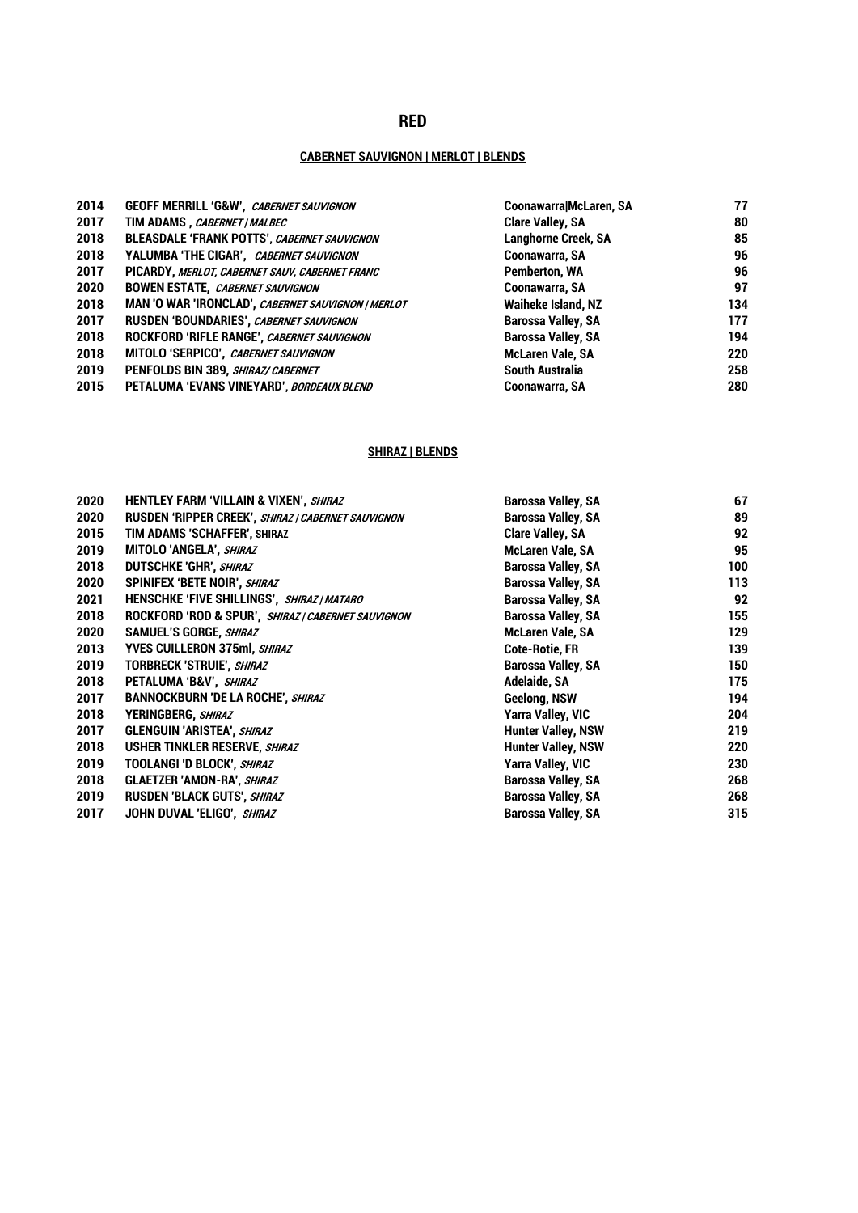# RED

## CABERNET SAUVIGNON | MERLOT | BLENDS

| | | | |
|---|---|---|---|
| 2014 | **GEOFF MERRILL 'G&W',** *CABERNET SAUVIGNON* | Coonawarra\|McLaren, SA | 77 |
| 2017 | **TIM ADAMS ,** *CABERNET \| MALBEC* | Clare Valley, SA | 80 |
| 2018 | **BLEASDALE 'FRANK POTTS',** *CABERNET SAUVIGNON* | Langhorne Creek, SA | 85 |
| 2018 | **YALUMBA 'THE CIGAR',** *CABERNET SAUVIGNON* | Coonawarra, SA | 96 |
| 2017 | **PICARDY,** *MERLOT, CABERNET SAUV, CABERNET FRANC* | Pemberton, WA | 96 |
| 2020 | **BOWEN ESTATE,** *CABERNET SAUVIGNON* | Coonawarra, SA | 97 |
| 2018 | **MAN 'O WAR 'IRONCLAD',** *CABERNET SAUVIGNON \| MERLOT* | Waiheke Island, NZ | 134 |
| 2017 | **RUSDEN 'BOUNDARIES',** *CABERNET SAUVIGNON* | Barossa Valley, SA | 177 |
| 2018 | **ROCKFORD 'RIFLE RANGE',** *CABERNET SAUVIGNON* | Barossa Valley, SA | 194 |
| 2018 | **MITOLO 'SERPICO',** *CABERNET SAUVIGNON* | McLaren Vale, SA | 220 |
| 2019 | **PENFOLDS BIN 389,** *SHIRAZ/ CABERNET* | South Australia | 258 |
| 2015 | **PETALUMA 'EVANS VINEYARD',** *BORDEAUX BLEND* | Coonawarra, SA | 280 |

## SHIRAZ | BLENDS

| | | | |
|---|---|---|---|
| 2020 | **HENTLEY FARM 'VILLAIN & VIXEN',** *SHIRAZ* | Barossa Valley, SA | 67 |
| 2020 | **RUSDEN 'RIPPER CREEK',** *SHIRAZ \| CABERNET SAUVIGNON* | Barossa Valley, SA | 89 |
| 2015 | **TIM ADAMS 'SCHAFFER', SHIRAZ** | Clare Valley, SA | 92 |
| 2019 | **MITOLO 'ANGELA',** *SHIRAZ* | McLaren Vale, SA | 95 |
| 2018 | **DUTSCHKE 'GHR',** *SHIRAZ* | Barossa Valley, SA | 100 |
| 2020 | **SPINIFEX 'BETE NOIR',** *SHIRAZ* | Barossa Valley, SA | 113 |
| 2021 | **HENSCHKE 'FIVE SHILLINGS',** *SHIRAZ \| MATARO* | Barossa Valley, SA | 92 |
| 2018 | **ROCKFORD 'ROD & SPUR',** *SHIRAZ \| CABERNET SAUVIGNON* | Barossa Valley, SA | 155 |
| 2020 | **SAMUEL'S GORGE,** *SHIRAZ* | McLaren Vale, SA | 129 |
| 2013 | **YVES CUILLERON 375ml,** *SHIRAZ* | Cote-Rotie, FR | 139 |
| 2019 | **TORBRECK 'STRUIE',** *SHIRAZ* | Barossa Valley, SA | 150 |
| 2018 | **PETALUMA 'B&V',** *SHIRAZ* | Adelaide, SA | 175 |
| 2017 | **BANNOCKBURN 'DE LA ROCHE',** *SHIRAZ* | Geelong, NSW | 194 |
| 2018 | **YERINGBERG,** *SHIRAZ* | Yarra Valley, VIC | 204 |
| 2017 | **GLENGUIN 'ARISTEA',** *SHIRAZ* | Hunter Valley, NSW | 219 |
| 2018 | **USHER TINKLER RESERVE,** *SHIRAZ* | Hunter Valley, NSW | 220 |
| 2019 | **TOOLANGI 'D BLOCK',** *SHIRAZ* | Yarra Valley, VIC | 230 |
| 2018 | **GLAETZER 'AMON-RA',** *SHIRAZ* | Barossa Valley, SA | 268 |
| 2019 | **RUSDEN 'BLACK GUTS',** *SHIRAZ* | Barossa Valley, SA | 268 |
| 2017 | **JOHN DUVAL 'ELIGO',** *SHIRAZ* | Barossa Valley, SA | 315 |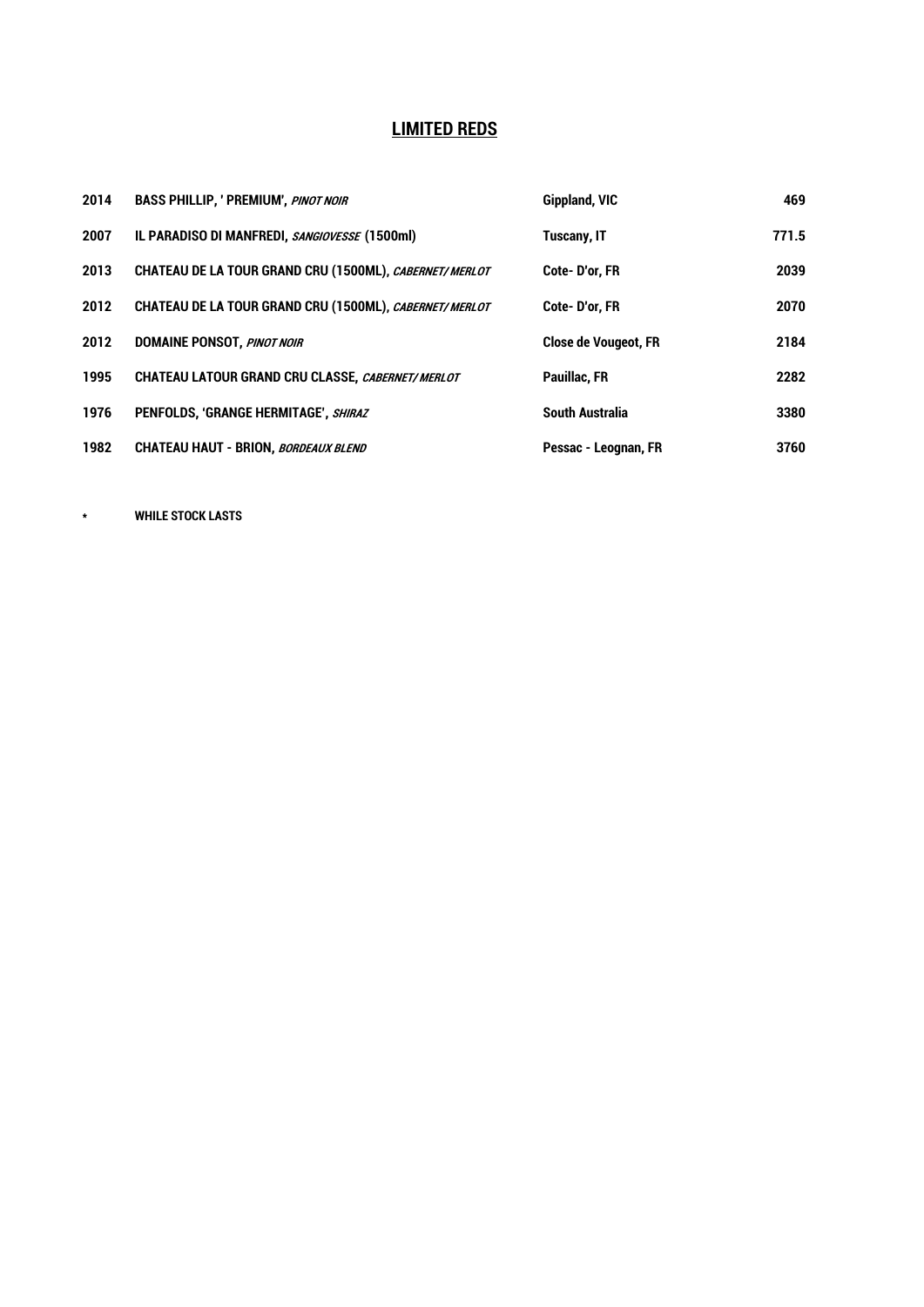## LIMITED REDS

| | | | |
|---|---|---|---|
| 2014 | BASS PHILLIP, ' PREMIUM', *PINOT NOIR* | Gippland, VIC | 469 |
| 2007 | IL PARADISO DI MANFREDI, *SANGIOVESSE* (1500ml) | Tuscany, IT | 771.5 |
| 2013 | CHATEAU DE LA TOUR GRAND CRU (1500ML), *CABERNET/ MERLOT* | Cote- D'or, FR | 2039 |
| 2012 | CHATEAU DE LA TOUR GRAND CRU (1500ML), *CABERNET/ MERLOT* | Cote- D'or, FR | 2070 |
| 2012 | DOMAINE PONSOT, *PINOT NOIR* | Close de Vougeot, FR | 2184 |
| 1995 | CHATEAU LATOUR GRAND CRU CLASSE, *CABERNET/ MERLOT* | Pauillac, FR | 2282 |
| 1976 | PENFOLDS, 'GRANGE HERMITAGE', *SHIRAZ* | South Australia | 3380 |
| 1982 | CHATEAU HAUT - BRION, *BORDEAUX BLEND* | Pessac - Leognan, FR | 3760 |

\* WHILE STOCK LASTS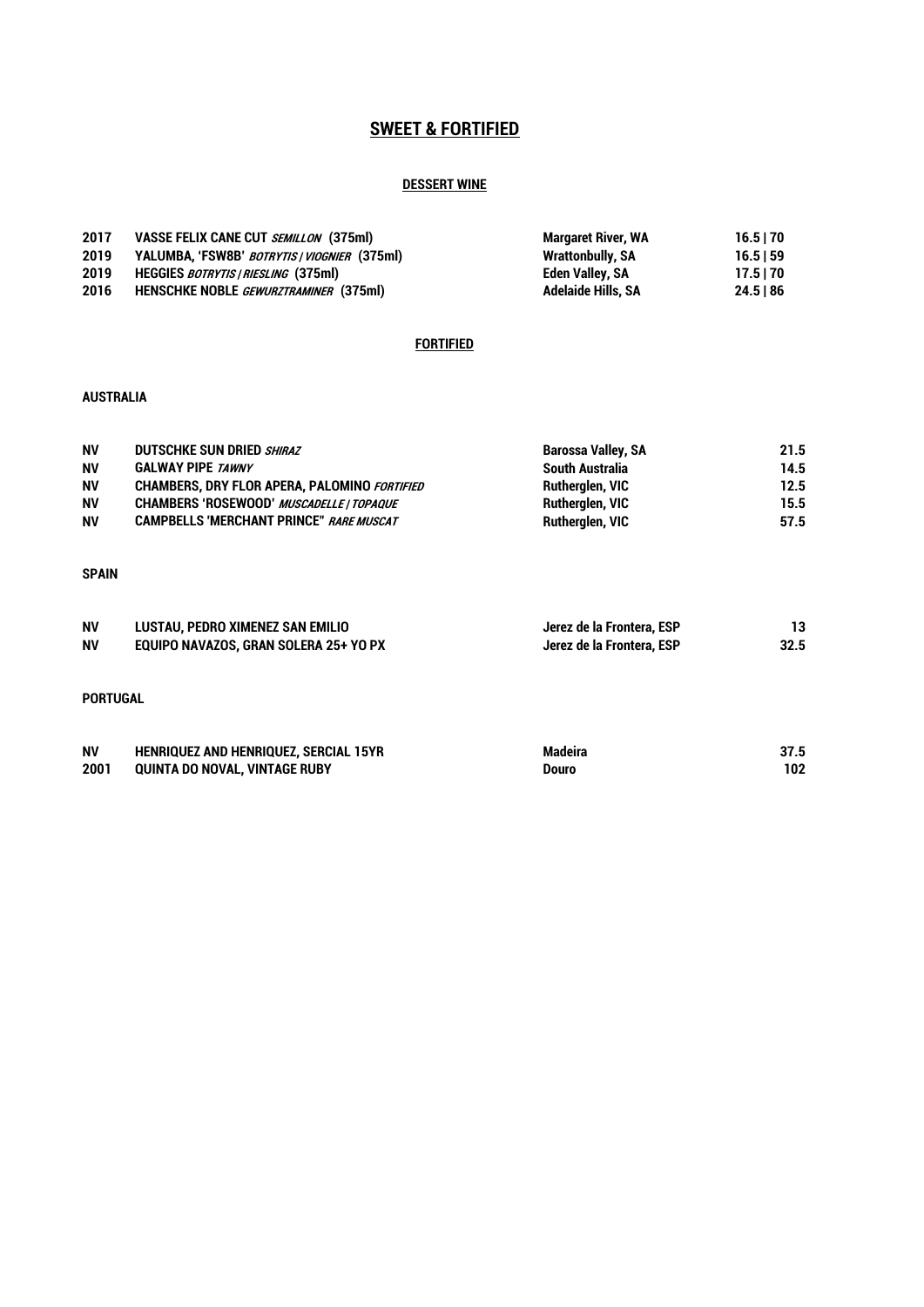# SWEET & FORTIFIED

## DESSERT WINE

| | | | |
|---|---|---|---|
| 2017 | VASSE FELIX CANE CUT *SEMILLON* (375ml) | Margaret River, WA | 16.5 \| 70 |
| 2019 | YALUMBA, 'FSW8B' *BOTRYTIS / VIOGNIER* (375ml) | Wrattonbully, SA | 16.5 \| 59 |
| 2019 | HEGGIES *BOTRYTIS / RIESLING* (375ml) | Eden Valley, SA | 17.5 \| 70 |
| 2016 | HENSCHKE NOBLE *GEWURZTRAMINER* (375ml) | Adelaide Hills, SA | 24.5 \| 86 |

## FORTIFIED

### AUSTRALIA

| | | | |
|---|---|---|---|
| NV | DUTSCHKE SUN DRIED *SHIRAZ* | Barossa Valley, SA | 21.5 |
| NV | GALWAY PIPE *TAWNY* | South Australia | 14.5 |
| NV | CHAMBERS, DRY FLOR APERA, PALOMINO *FORTIFIED* | Rutherglen, VIC | 12.5 |
| NV | CHAMBERS 'ROSEWOOD' *MUSCADELLE / TOPAQUE* | Rutherglen, VIC | 15.5 |
| NV | CAMPBELLS 'MERCHANT PRINCE" *RARE MUSCAT* | Rutherglen, VIC | 57.5 |

### SPAIN

| | | | |
|---|---|---|---|
| NV | LUSTAU, PEDRO XIMENEZ SAN EMILIO | Jerez de la Frontera, ESP | 13 |
| NV | EQUIPO NAVAZOS, GRAN SOLERA 25+ YO PX | Jerez de la Frontera, ESP | 32.5 |

### PORTUGAL

| | | | |
|---|---|---|---|
| NV | HENRIQUEZ AND HENRIQUEZ, SERCIAL 15YR | Madeira | 37.5 |
| 2001 | QUINTA DO NOVAL, VINTAGE RUBY | Douro | 102 |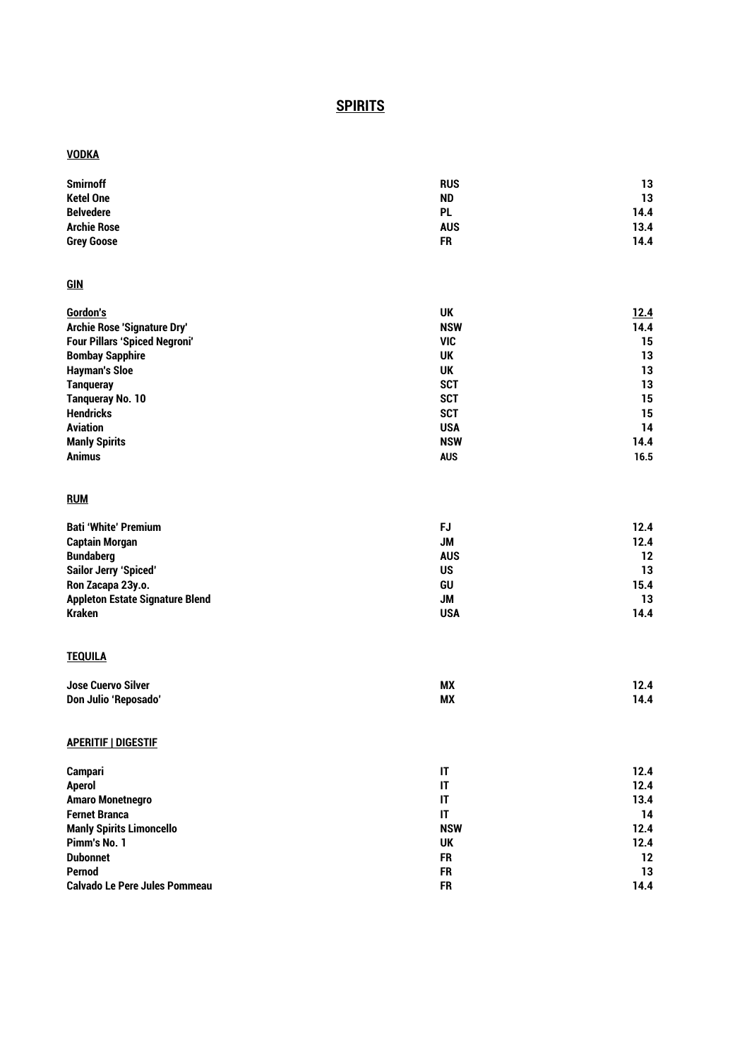# SPIRITS

## VODKA

| | | |
|---|---|---|
| **Smirnoff** | **RUS** | **13** |
| **Ketel One** | **ND** | **13** |
| **Belvedere** | **PL** | **14.4** |
| **Archie Rose** | **AUS** | **13.4** |
| **Grey Goose** | **FR** | **14.4** |

## GIN

| | | |
|---|---|---|
| **Gordon's** | **UK** | **12.4** |
| **Archie Rose 'Signature Dry'** | **NSW** | **14.4** |
| **Four Pillars 'Spiced Negroni'** | **VIC** | **15** |
| **Bombay Sapphire** | **UK** | **13** |
| **Hayman's Sloe** | **UK** | **13** |
| **Tanqueray** | **SCT** | **13** |
| **Tanqueray No. 10** | **SCT** | **15** |
| **Hendricks** | **SCT** | **15** |
| **Aviation** | **USA** | **14** |
| **Manly Spirits** | **NSW** | **14.4** |
| **Animus** | **AUS** | **16.5** |

## RUM

| | | |
|---|---|---|
| **Bati 'White' Premium** | **FJ** | **12.4** |
| **Captain Morgan** | **JM** | **12.4** |
| **Bundaberg** | **AUS** | **12** |
| **Sailor Jerry 'Spiced'** | **US** | **13** |
| **Ron Zacapa 23y.o.** | **GU** | **15.4** |
| **Appleton Estate Signature Blend** | **JM** | **13** |
| **Kraken** | **USA** | **14.4** |

## TEQUILA

| | | |
|---|---|---|
| **Jose Cuervo Silver** | **MX** | **12.4** |
| **Don Julio 'Reposado'** | **MX** | **14.4** |

## APERITIF | DIGESTIF

| | | |
|---|---|---|
| **Campari** | **IT** | **12.4** |
| **Aperol** | **IT** | **12.4** |
| **Amaro Monetnegro** | **IT** | **13.4** |
| **Fernet Branca** | **IT** | **14** |
| **Manly Spirits Limoncello** | **NSW** | **12.4** |
| **Pimm's No. 1** | **UK** | **12.4** |
| **Dubonnet** | **FR** | **12** |
| **Pernod** | **FR** | **13** |
| **Calvado Le Pere Jules Pommeau** | **FR** | **14.4** |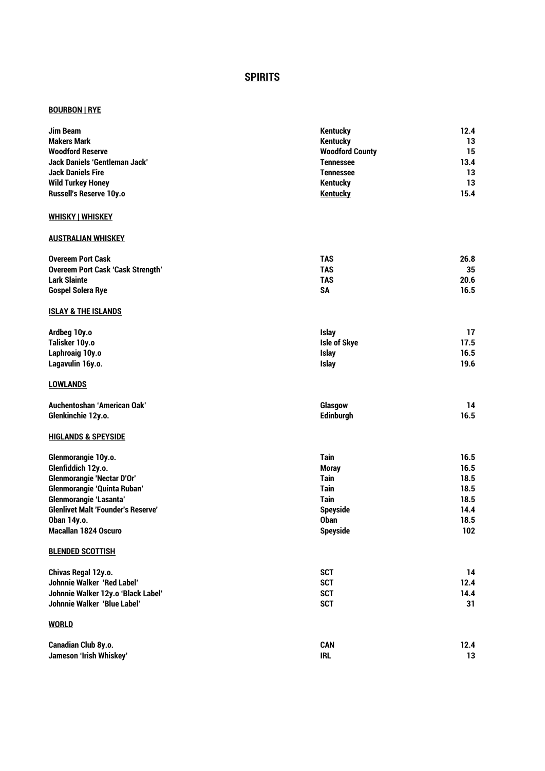# SPIRITS

## BOURBON | RYE

| | | |
|---|---|---|
| **Jim Beam** | **Kentucky** | **12.4** |
| **Makers Mark** | **Kentucky** | **13** |
| **Woodford Reserve** | **Woodford County** | **15** |
| **Jack Daniels 'Gentleman Jack'** | **Tennessee** | **13.4** |
| **Jack Daniels Fire** | **Tennessee** | **13** |
| **Wild Turkey Honey** | **Kentucky** | **13** |
| **Russell's Reserve 10y.o** | **Kentucky** | **15.4** |

## WHISKY | WHISKEY

### AUSTRALIAN WHISKEY

| | | |
|---|---|---|
| **Overeem Port Cask** | **TAS** | **26.8** |
| **Overeem Port Cask 'Cask Strength'** | **TAS** | **35** |
| **Lark Slainte** | **TAS** | **20.6** |
| **Gospel Solera Rye** | **SA** | **16.5** |

### ISLAY & THE ISLANDS

| | | |
|---|---|---|
| **Ardbeg 10y.o** | **Islay** | **17** |
| **Talisker 10y.o** | **Isle of Skye** | **17.5** |
| **Laphroaig 10y.o** | **Islay** | **16.5** |
| **Lagavulin 16y.o.** | **Islay** | **19.6** |

### LOWLANDS

| | | |
|---|---|---|
| **Auchentoshan 'American Oak'** | **Glasgow** | **14** |
| **Glenkinchie 12y.o.** | **Edinburgh** | **16.5** |

### HIGLANDS & SPEYSIDE

| | | |
|---|---|---|
| **Glenmorangie 10y.o.** | **Tain** | **16.5** |
| **Glenfiddich 12y.o.** | **Moray** | **16.5** |
| **Glenmorangie 'Nectar D'Or'** | **Tain** | **18.5** |
| **Glenmorangie 'Quinta Ruban'** | **Tain** | **18.5** |
| **Glenmorangie 'Lasanta'** | **Tain** | **18.5** |
| **Glenlivet Malt 'Founder's Reserve'** | **Speyside** | **14.4** |
| **Oban 14y.o.** | **Oban** | **18.5** |
| **Macallan 1824 Oscuro** | **Speyside** | **102** |

### BLENDED SCOTTISH

| | | |
|---|---|---|
| **Chivas Regal 12y.o.** | **SCT** | **14** |
| **Johnnie Walker 'Red Label'** | **SCT** | **12.4** |
| **Johnnie Walker 12y.o 'Black Label'** | **SCT** | **14.4** |
| **Johnnie Walker 'Blue Label'** | **SCT** | **31** |

### WORLD

| | | |
|---|---|---|
| **Canadian Club 8y.o.** | **CAN** | **12.4** |
| **Jameson 'Irish Whiskey'** | **IRL** | **13** |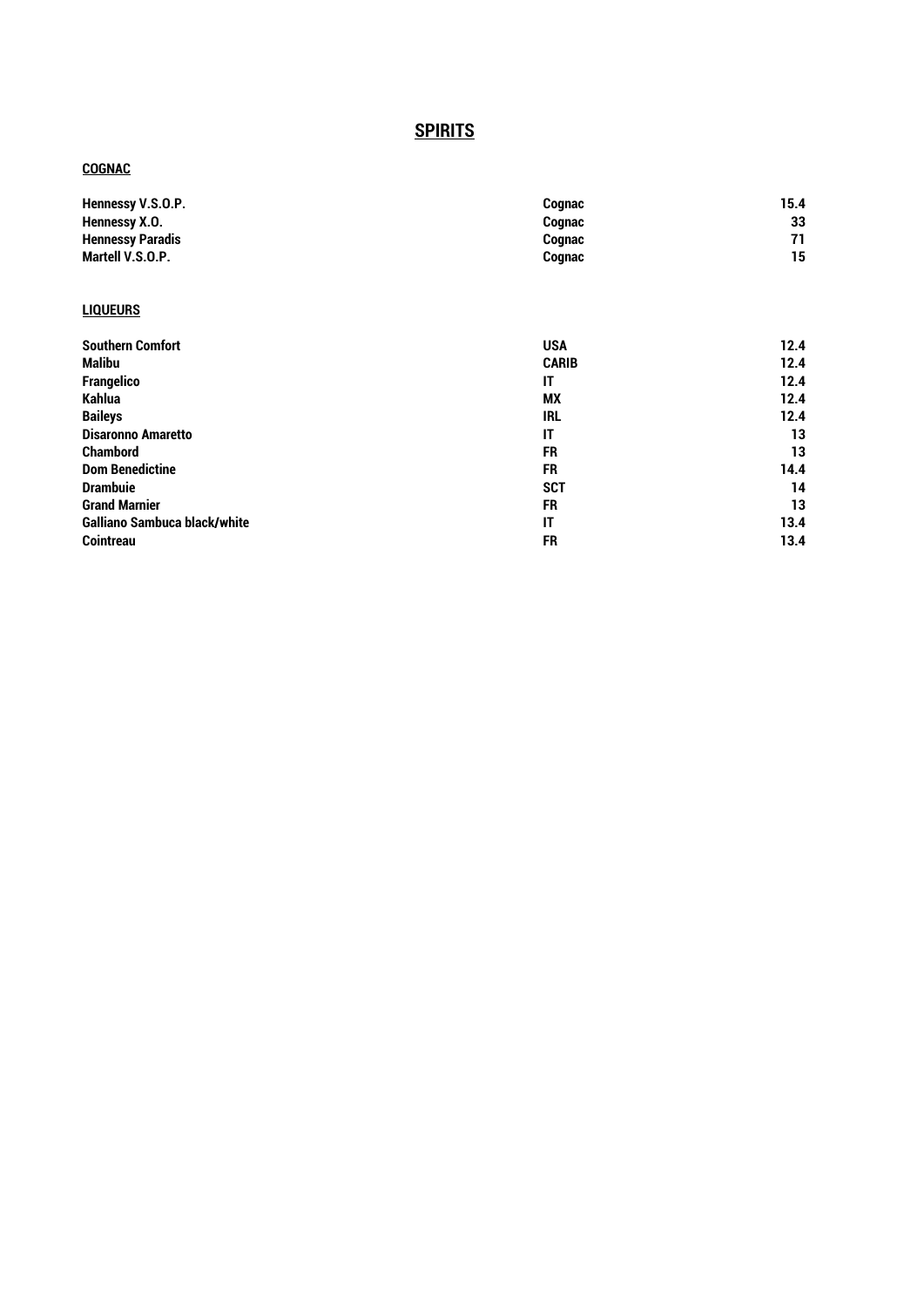# SPIRITS

## COGNAC

| | | |
|---|---|---|
| **Hennessy V.S.O.P.** | **Cognac** | **15.4** |
| **Hennessy X.O.** | **Cognac** | **33** |
| **Hennessy Paradis** | **Cognac** | **71** |
| **Martell V.S.O.P.** | **Cognac** | **15** |

## LIQUEURS

| | | |
|---|---|---|
| **Southern Comfort** | **USA** | **12.4** |
| **Malibu** | **CARIB** | **12.4** |
| **Frangelico** | **IT** | **12.4** |
| **Kahlua** | **MX** | **12.4** |
| **Baileys** | **IRL** | **12.4** |
| **Disaronno Amaretto** | **IT** | **13** |
| **Chambord** | **FR** | **13** |
| **Dom Benedictine** | **FR** | **14.4** |
| **Drambuie** | **SCT** | **14** |
| **Grand Marnier** | **FR** | **13** |
| **Galliano Sambuca black/white** | **IT** | **13.4** |
| **Cointreau** | **FR** | **13.4** |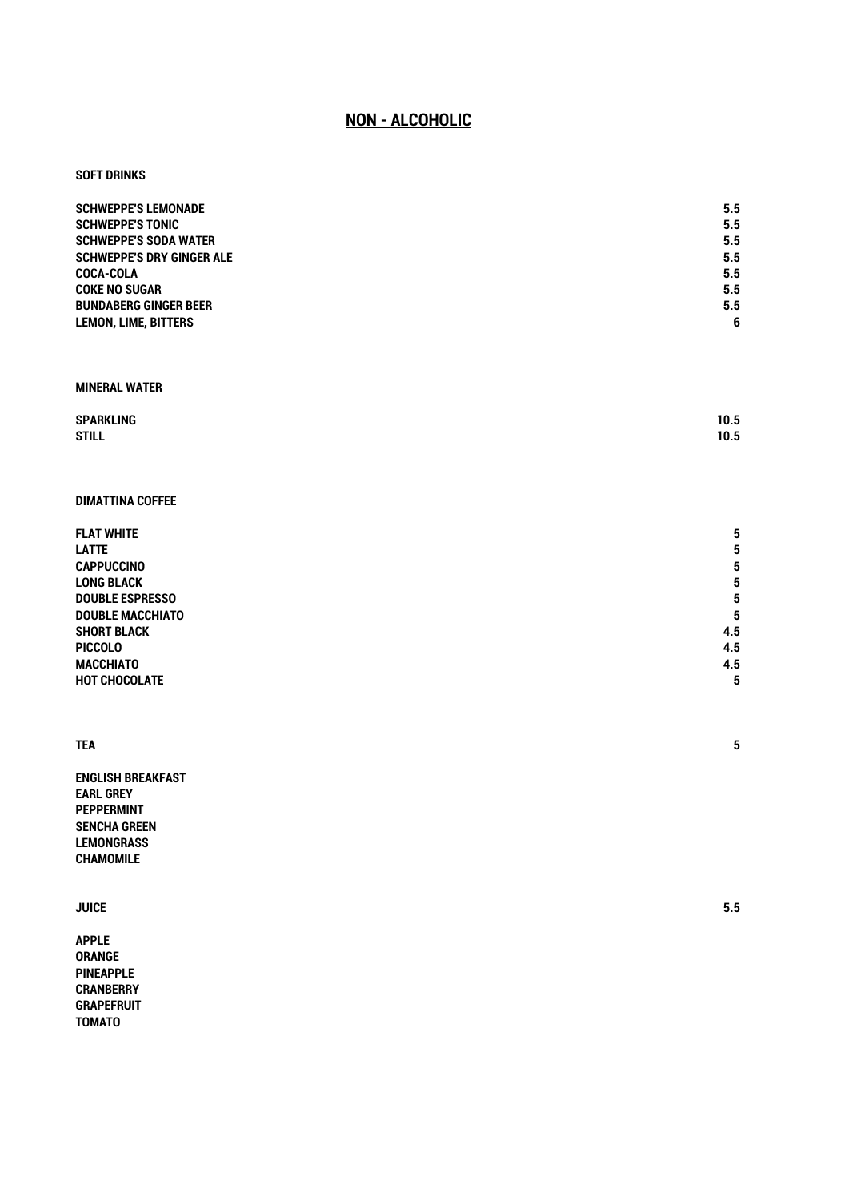# NON - ALCOHOLIC

## SOFT DRINKS

| | |
|---|---|
| SCHWEPPE'S LEMONADE | 5.5 |
| SCHWEPPE'S TONIC | 5.5 |
| SCHWEPPE'S SODA WATER | 5.5 |
| SCHWEPPE'S DRY GINGER ALE | 5.5 |
| COCA-COLA | 5.5 |
| COKE NO SUGAR | 5.5 |
| BUNDABERG GINGER BEER | 5.5 |
| LEMON, LIME, BITTERS | 6 |

## MINERAL WATER

| | |
|---|---|
| SPARKLING | 10.5 |
| STILL | 10.5 |

## DIMATTINA COFFEE

| | |
|---|---|
| FLAT WHITE | 5 |
| LATTE | 5 |
| CAPPUCCINO | 5 |
| LONG BLACK | 5 |
| DOUBLE ESPRESSO | 5 |
| DOUBLE MACCHIATO | 5 |
| SHORT BLACK | 4.5 |
| PICCOLO | 4.5 |
| MACCHIATO | 4.5 |
| HOT CHOCOLATE | 5 |

## TEA — 5

ENGLISH BREAKFAST
EARL GREY
PEPPERMINT
SENCHA GREEN
LEMONGRASS
CHAMOMILE

## JUICE — 5.5

APPLE
ORANGE
PINEAPPLE
CRANBERRY
GRAPEFRUIT
TOMATO